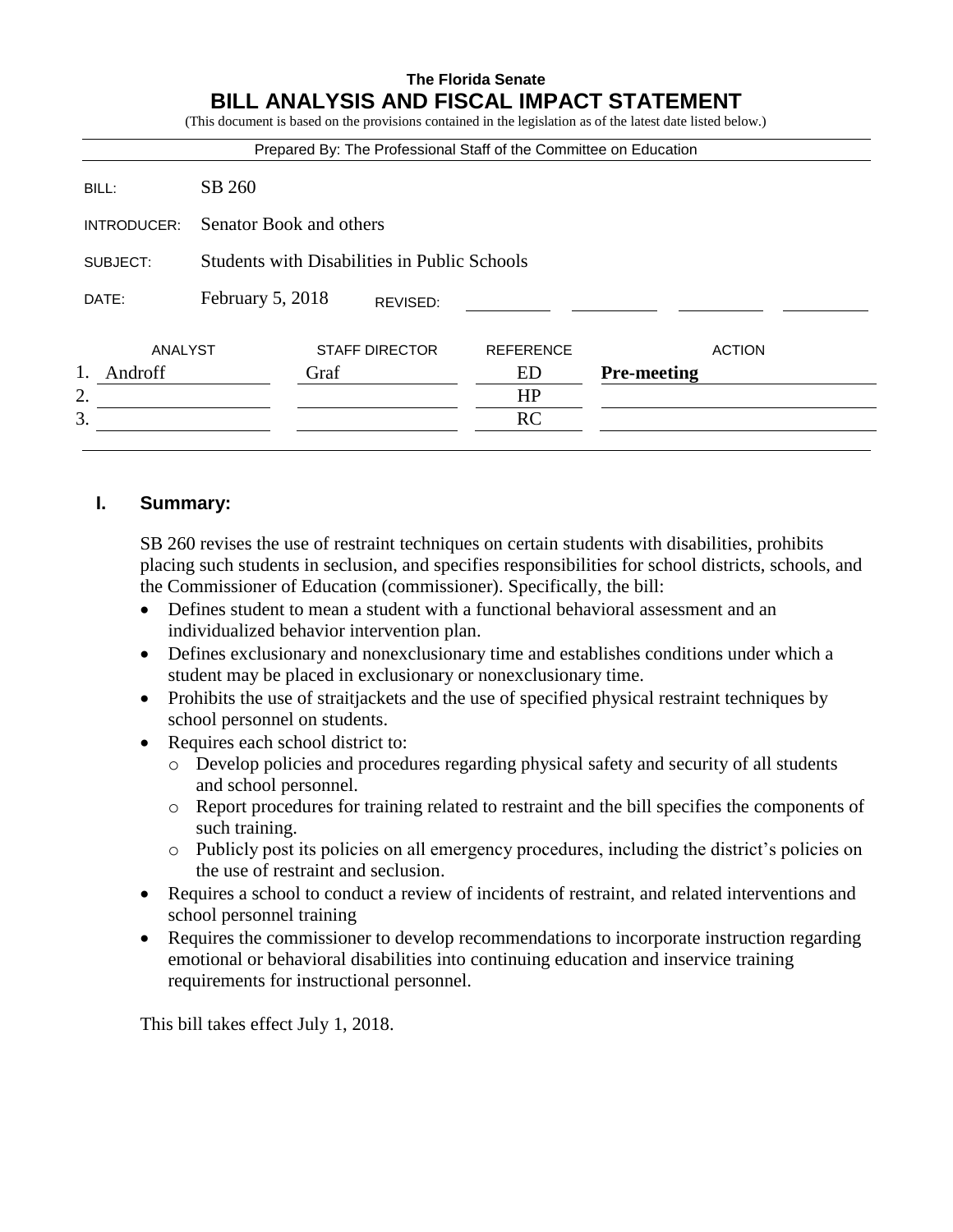**The Florida Senate**

# BILL ANALYSIS AND FISCAL IMPACT STATEMENT

(This document is based on the provisions contained in the legislation as of the latest date listed below.)

Prepared By: The Professional Staff of the Committee on Education

| | |
|---|---|
| BILL: | SB 260 |
| INTRODUCER: | Senator Book and others |
| SUBJECT: | Students with Disabilities in Public Schools |
| DATE: | February 5, 2018 REVISED: |

| | ANALYST | STAFF DIRECTOR | REFERENCE | ACTION |
|---|---|---|---|---|
| 1. | Androff | Graf | ED | **Pre-meeting** |
| 2. | | | HP | |
| 3. | | | RC | |

## I. Summary:

SB 260 revises the use of restraint techniques on certain students with disabilities, prohibits placing such students in seclusion, and specifies responsibilities for school districts, schools, and the Commissioner of Education (commissioner). Specifically, the bill:

- Defines student to mean a student with a functional behavioral assessment and an individualized behavior intervention plan.
- Defines exclusionary and nonexclusionary time and establishes conditions under which a student may be placed in exclusionary or nonexclusionary time.
- Prohibits the use of straitjackets and the use of specified physical restraint techniques by school personnel on students.
- Requires each school district to:
  - Develop policies and procedures regarding physical safety and security of all students and school personnel.
  - Report procedures for training related to restraint and the bill specifies the components of such training.
  - Publicly post its policies on all emergency procedures, including the district's policies on the use of restraint and seclusion.
- Requires a school to conduct a review of incidents of restraint, and related interventions and school personnel training
- Requires the commissioner to develop recommendations to incorporate instruction regarding emotional or behavioral disabilities into continuing education and inservice training requirements for instructional personnel.

This bill takes effect July 1, 2018.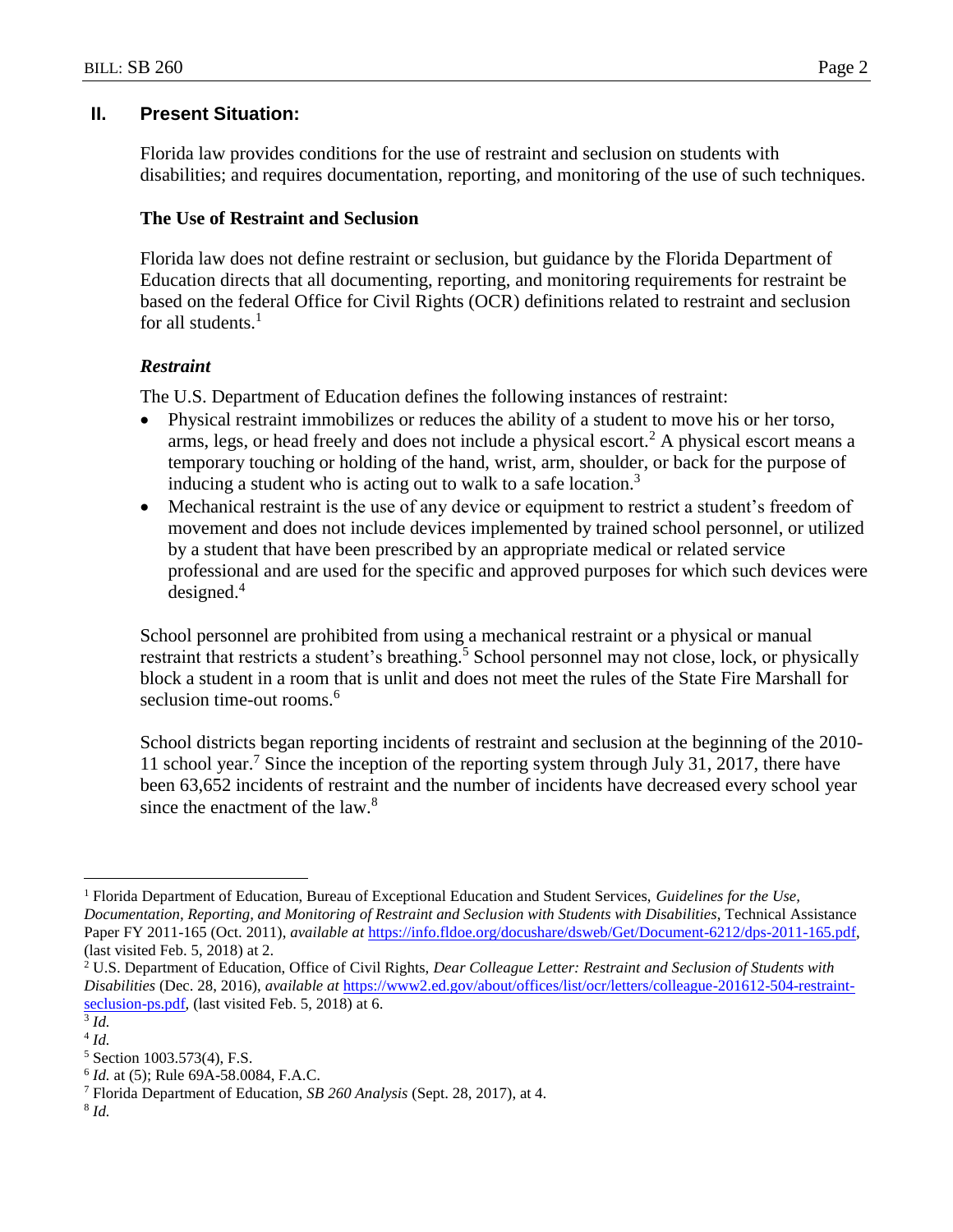## II. Present Situation:

Florida law provides conditions for the use of restraint and seclusion on students with disabilities; and requires documentation, reporting, and monitoring of the use of such techniques.

### The Use of Restraint and Seclusion

Florida law does not define restraint or seclusion, but guidance by the Florida Department of Education directs that all documenting, reporting, and monitoring requirements for restraint be based on the federal Office for Civil Rights (OCR) definitions related to restraint and seclusion for all students.[1]

#### *Restraint*

The U.S. Department of Education defines the following instances of restraint:

- Physical restraint immobilizes or reduces the ability of a student to move his or her torso, arms, legs, or head freely and does not include a physical escort.[2] A physical escort means a temporary touching or holding of the hand, wrist, arm, shoulder, or back for the purpose of inducing a student who is acting out to walk to a safe location.[3]
- Mechanical restraint is the use of any device or equipment to restrict a student's freedom of movement and does not include devices implemented by trained school personnel, or utilized by a student that have been prescribed by an appropriate medical or related service professional and are used for the specific and approved purposes for which such devices were designed.[4]

School personnel are prohibited from using a mechanical restraint or a physical or manual restraint that restricts a student's breathing.[5] School personnel may not close, lock, or physically block a student in a room that is unlit and does not meet the rules of the State Fire Marshall for seclusion time-out rooms.[6]

School districts began reporting incidents of restraint and seclusion at the beginning of the 2010-11 school year.[7] Since the inception of the reporting system through July 31, 2017, there have been 63,652 incidents of restraint and the number of incidents have decreased every school year since the enactment of the law.[8]

---

[1] Florida Department of Education, Bureau of Exceptional Education and Student Services, *Guidelines for the Use, Documentation, Reporting, and Monitoring of Restraint and Seclusion with Students with Disabilities*, Technical Assistance Paper FY 2011-165 (Oct. 2011), *available at* https://info.fldoe.org/docushare/dsweb/Get/Document-6212/dps-2011-165.pdf, (last visited Feb. 5, 2018) at 2.

[2] U.S. Department of Education, Office of Civil Rights, *Dear Colleague Letter: Restraint and Seclusion of Students with Disabilities* (Dec. 28, 2016), *available at* https://www2.ed.gov/about/offices/list/ocr/letters/colleague-201612-504-restraint-seclusion-ps.pdf, (last visited Feb. 5, 2018) at 6.

[3] *Id.*

[4] *Id.*

[5] Section 1003.573(4), F.S.

[6] *Id.* at (5); Rule 69A-58.0084, F.A.C.

[7] Florida Department of Education, *SB 260 Analysis* (Sept. 28, 2017), at 4.

[8] *Id.*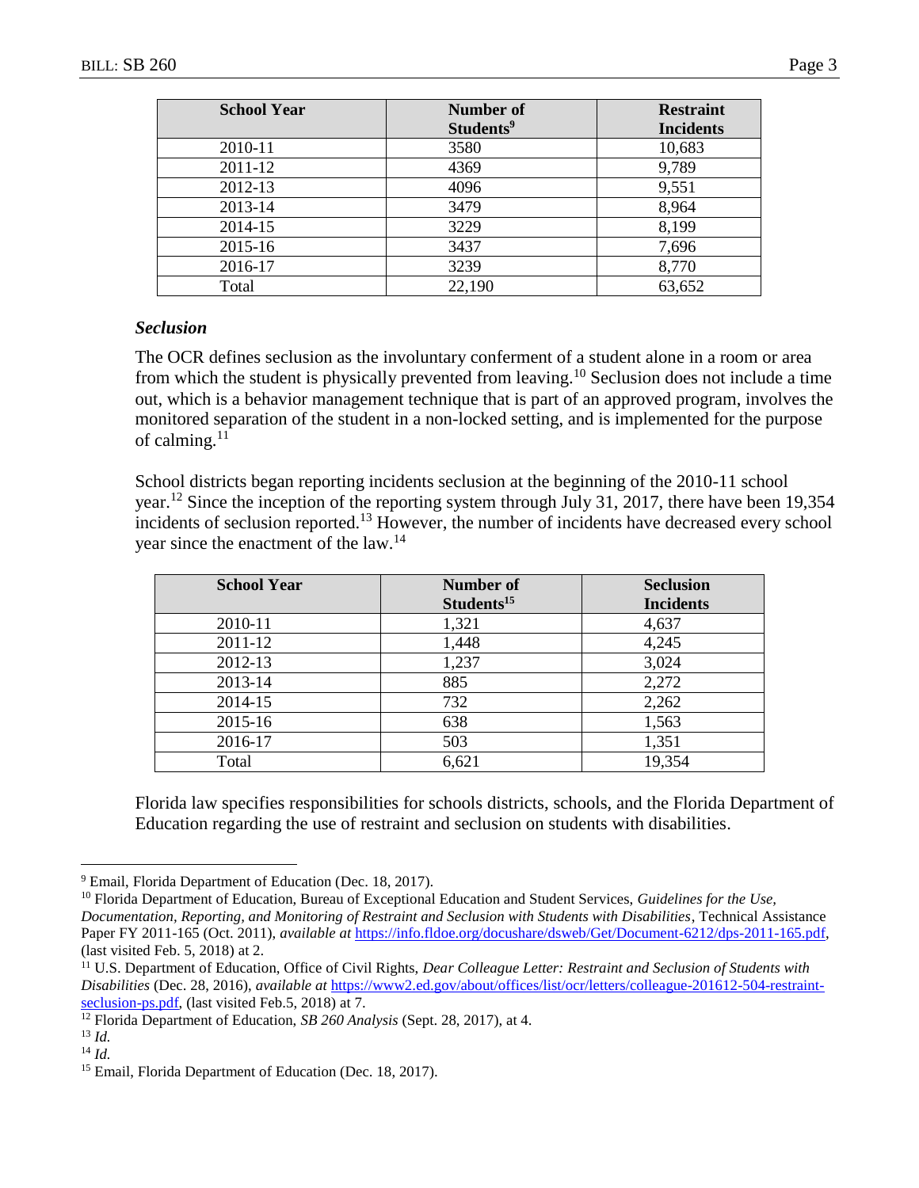| School Year | Number of Students[9] | Restraint Incidents |
|---|---|---|
| 2010-11 | 3580 | 10,683 |
| 2011-12 | 4369 | 9,789 |
| 2012-13 | 4096 | 9,551 |
| 2013-14 | 3479 | 8,964 |
| 2014-15 | 3229 | 8,199 |
| 2015-16 | 3437 | 7,696 |
| 2016-17 | 3239 | 8,770 |
| Total | 22,190 | 63,652 |

### *Seclusion*

The OCR defines seclusion as the involuntary conferment of a student alone in a room or area from which the student is physically prevented from leaving.[10] Seclusion does not include a time out, which is a behavior management technique that is part of an approved program, involves the monitored separation of the student in a non-locked setting, and is implemented for the purpose of calming.[11]

School districts began reporting incidents seclusion at the beginning of the 2010-11 school year.[12] Since the inception of the reporting system through July 31, 2017, there have been 19,354 incidents of seclusion reported.[13] However, the number of incidents have decreased every school year since the enactment of the law.[14]

| School Year | Number of Students[15] | Seclusion Incidents |
|---|---|---|
| 2010-11 | 1,321 | 4,637 |
| 2011-12 | 1,448 | 4,245 |
| 2012-13 | 1,237 | 3,024 |
| 2013-14 | 885 | 2,272 |
| 2014-15 | 732 | 2,262 |
| 2015-16 | 638 | 1,563 |
| 2016-17 | 503 | 1,351 |
| Total | 6,621 | 19,354 |

Florida law specifies responsibilities for schools districts, schools, and the Florida Department of Education regarding the use of restraint and seclusion on students with disabilities.

---

[9] Email, Florida Department of Education (Dec. 18, 2017).

[10] Florida Department of Education, Bureau of Exceptional Education and Student Services, *Guidelines for the Use, Documentation, Reporting, and Monitoring of Restraint and Seclusion with Students with Disabilities*, Technical Assistance Paper FY 2011-165 (Oct. 2011), *available at* https://info.fldoe.org/docushare/dsweb/Get/Document-6212/dps-2011-165.pdf, (last visited Feb. 5, 2018) at 2.

[11] U.S. Department of Education, Office of Civil Rights, *Dear Colleague Letter: Restraint and Seclusion of Students with Disabilities* (Dec. 28, 2016), *available at* https://www2.ed.gov/about/offices/list/ocr/letters/colleague-201612-504-restraint-seclusion-ps.pdf, (last visited Feb.5, 2018) at 7.

[12] Florida Department of Education, *SB 260 Analysis* (Sept. 28, 2017), at 4.

[13] *Id.*

[14] *Id.*

[15] Email, Florida Department of Education (Dec. 18, 2017).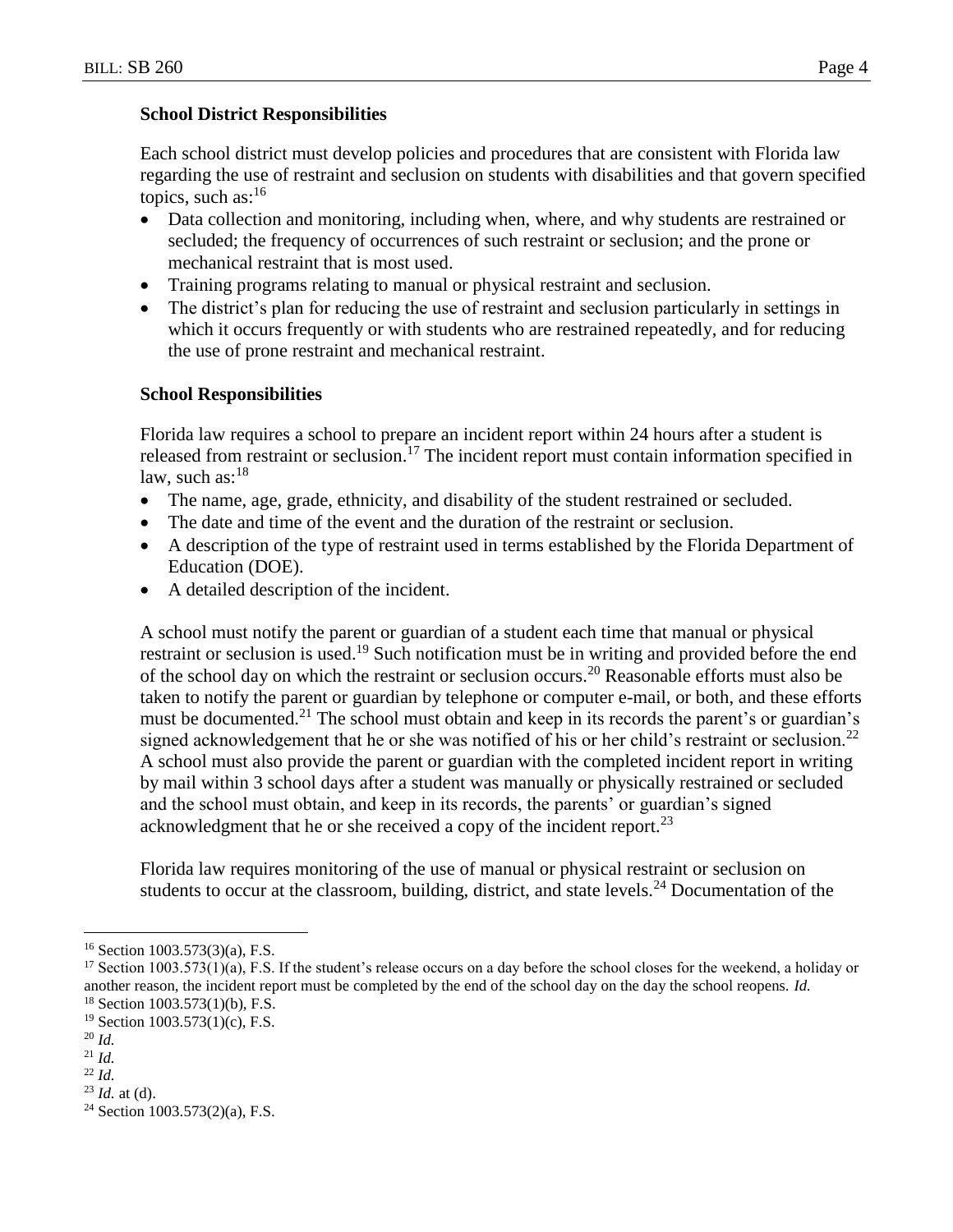### School District Responsibilities

Each school district must develop policies and procedures that are consistent with Florida law regarding the use of restraint and seclusion on students with disabilities and that govern specified topics, such as:[16]

- Data collection and monitoring, including when, where, and why students are restrained or secluded; the frequency of occurrences of such restraint or seclusion; and the prone or mechanical restraint that is most used.
- Training programs relating to manual or physical restraint and seclusion.
- The district's plan for reducing the use of restraint and seclusion particularly in settings in which it occurs frequently or with students who are restrained repeatedly, and for reducing the use of prone restraint and mechanical restraint.

### School Responsibilities

Florida law requires a school to prepare an incident report within 24 hours after a student is released from restraint or seclusion.[17] The incident report must contain information specified in law, such as:[18]

- The name, age, grade, ethnicity, and disability of the student restrained or secluded.
- The date and time of the event and the duration of the restraint or seclusion.
- A description of the type of restraint used in terms established by the Florida Department of Education (DOE).
- A detailed description of the incident.

A school must notify the parent or guardian of a student each time that manual or physical restraint or seclusion is used.[19] Such notification must be in writing and provided before the end of the school day on which the restraint or seclusion occurs.[20] Reasonable efforts must also be taken to notify the parent or guardian by telephone or computer e-mail, or both, and these efforts must be documented.[21] The school must obtain and keep in its records the parent's or guardian's signed acknowledgement that he or she was notified of his or her child's restraint or seclusion.[22] A school must also provide the parent or guardian with the completed incident report in writing by mail within 3 school days after a student was manually or physically restrained or secluded and the school must obtain, and keep in its records, the parents' or guardian's signed acknowledgment that he or she received a copy of the incident report.[23]

Florida law requires monitoring of the use of manual or physical restraint or seclusion on students to occur at the classroom, building, district, and state levels.[24] Documentation of the

---

[16] Section 1003.573(3)(a), F.S.

[17] Section 1003.573(1)(a), F.S. If the student's release occurs on a day before the school closes for the weekend, a holiday or another reason, the incident report must be completed by the end of the school day on the day the school reopens. *Id.*

[18] Section 1003.573(1)(b), F.S.

[19] Section 1003.573(1)(c), F.S.

[20] *Id.*

[21] *Id.*

[22] *Id.*

[23] *Id.* at (d).

[24] Section 1003.573(2)(a), F.S.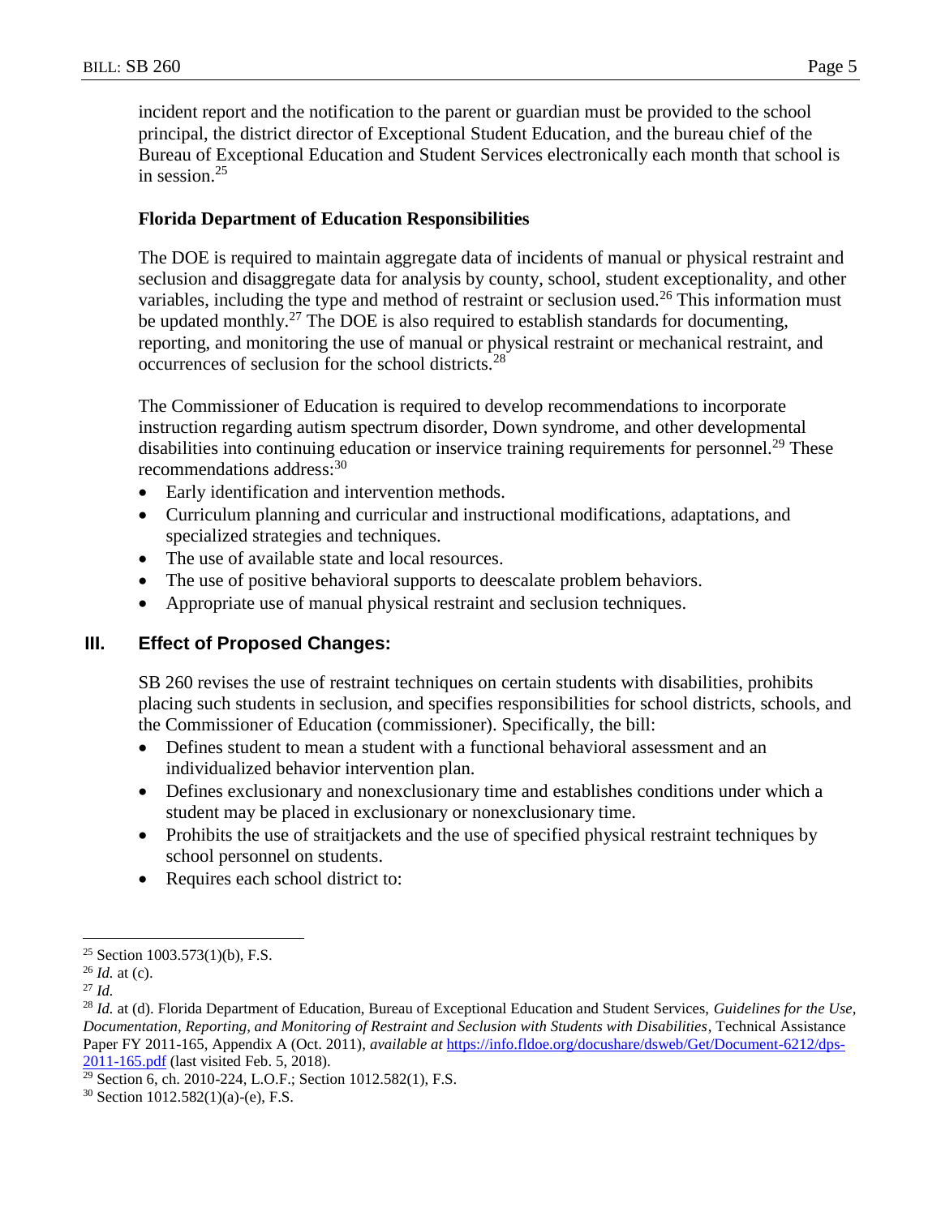incident report and the notification to the parent or guardian must be provided to the school principal, the district director of Exceptional Student Education, and the bureau chief of the Bureau of Exceptional Education and Student Services electronically each month that school is in session.[25]

**Florida Department of Education Responsibilities**

The DOE is required to maintain aggregate data of incidents of manual or physical restraint and seclusion and disaggregate data for analysis by county, school, student exceptionality, and other variables, including the type and method of restraint or seclusion used.[26] This information must be updated monthly.[27] The DOE is also required to establish standards for documenting, reporting, and monitoring the use of manual or physical restraint or mechanical restraint, and occurrences of seclusion for the school districts.[28]

The Commissioner of Education is required to develop recommendations to incorporate instruction regarding autism spectrum disorder, Down syndrome, and other developmental disabilities into continuing education or inservice training requirements for personnel.[29] These recommendations address:[30]

- Early identification and intervention methods.
- Curriculum planning and curricular and instructional modifications, adaptations, and specialized strategies and techniques.
- The use of available state and local resources.
- The use of positive behavioral supports to deescalate problem behaviors.
- Appropriate use of manual physical restraint and seclusion techniques.

## III. Effect of Proposed Changes:

SB 260 revises the use of restraint techniques on certain students with disabilities, prohibits placing such students in seclusion, and specifies responsibilities for school districts, schools, and the Commissioner of Education (commissioner). Specifically, the bill:

- Defines student to mean a student with a functional behavioral assessment and an individualized behavior intervention plan.
- Defines exclusionary and nonexclusionary time and establishes conditions under which a student may be placed in exclusionary or nonexclusionary time.
- Prohibits the use of straitjackets and the use of specified physical restraint techniques by school personnel on students.
- Requires each school district to:

---

[25] Section 1003.573(1)(b), F.S.

[26] *Id.* at (c).

[27] *Id.*

[28] *Id.* at (d). Florida Department of Education, Bureau of Exceptional Education and Student Services, *Guidelines for the Use, Documentation, Reporting, and Monitoring of Restraint and Seclusion with Students with Disabilities*, Technical Assistance Paper FY 2011-165, Appendix A (Oct. 2011), *available at* https://info.fldoe.org/docushare/dsweb/Get/Document-6212/dps-2011-165.pdf (last visited Feb. 5, 2018).

[29] Section 6, ch. 2010-224, L.O.F.; Section 1012.582(1), F.S.

[30] Section 1012.582(1)(a)-(e), F.S.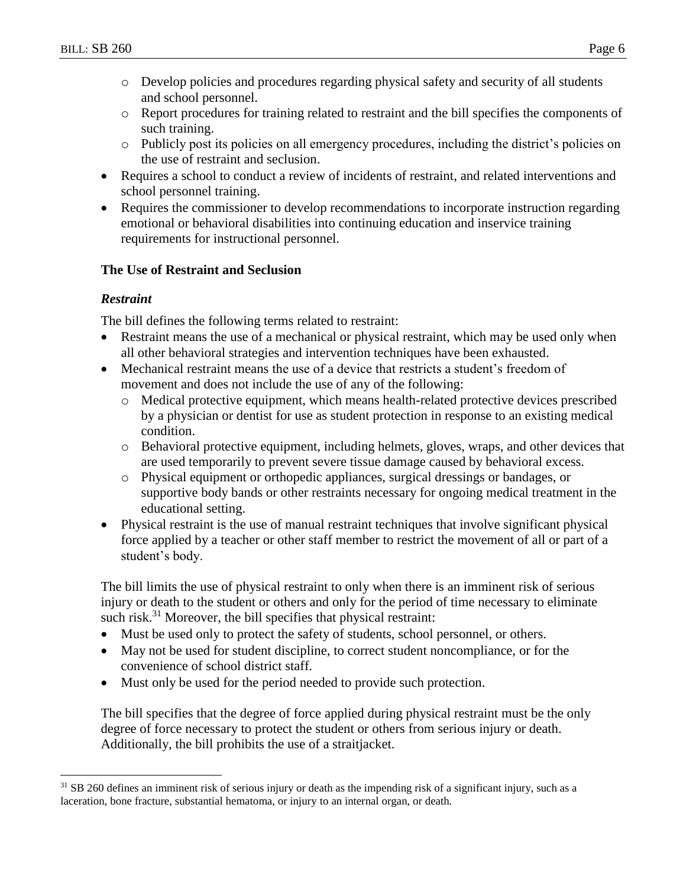- Develop policies and procedures regarding physical safety and security of all students and school personnel.
  - Report procedures for training related to restraint and the bill specifies the components of such training.
  - Publicly post its policies on all emergency procedures, including the district's policies on the use of restraint and seclusion.
- Requires a school to conduct a review of incidents of restraint, and related interventions and school personnel training.
- Requires the commissioner to develop recommendations to incorporate instruction regarding emotional or behavioral disabilities into continuing education and inservice training requirements for instructional personnel.

**The Use of Restraint and Seclusion**

***Restraint***

The bill defines the following terms related to restraint:

- Restraint means the use of a mechanical or physical restraint, which may be used only when all other behavioral strategies and intervention techniques have been exhausted.
- Mechanical restraint means the use of a device that restricts a student's freedom of movement and does not include the use of any of the following:
  - Medical protective equipment, which means health-related protective devices prescribed by a physician or dentist for use as student protection in response to an existing medical condition.
  - Behavioral protective equipment, including helmets, gloves, wraps, and other devices that are used temporarily to prevent severe tissue damage caused by behavioral excess.
  - Physical equipment or orthopedic appliances, surgical dressings or bandages, or supportive body bands or other restraints necessary for ongoing medical treatment in the educational setting.
- Physical restraint is the use of manual restraint techniques that involve significant physical force applied by a teacher or other staff member to restrict the movement of all or part of a student's body.

The bill limits the use of physical restraint to only when there is an imminent risk of serious injury or death to the student or others and only for the period of time necessary to eliminate such risk.[31] Moreover, the bill specifies that physical restraint:

- Must be used only to protect the safety of students, school personnel, or others.
- May not be used for student discipline, to correct student noncompliance, or for the convenience of school district staff.
- Must only be used for the period needed to provide such protection.

The bill specifies that the degree of force applied during physical restraint must be the only degree of force necessary to protect the student or others from serious injury or death. Additionally, the bill prohibits the use of a straitjacket.

[31] SB 260 defines an imminent risk of serious injury or death as the impending risk of a significant injury, such as a laceration, bone fracture, substantial hematoma, or injury to an internal organ, or death.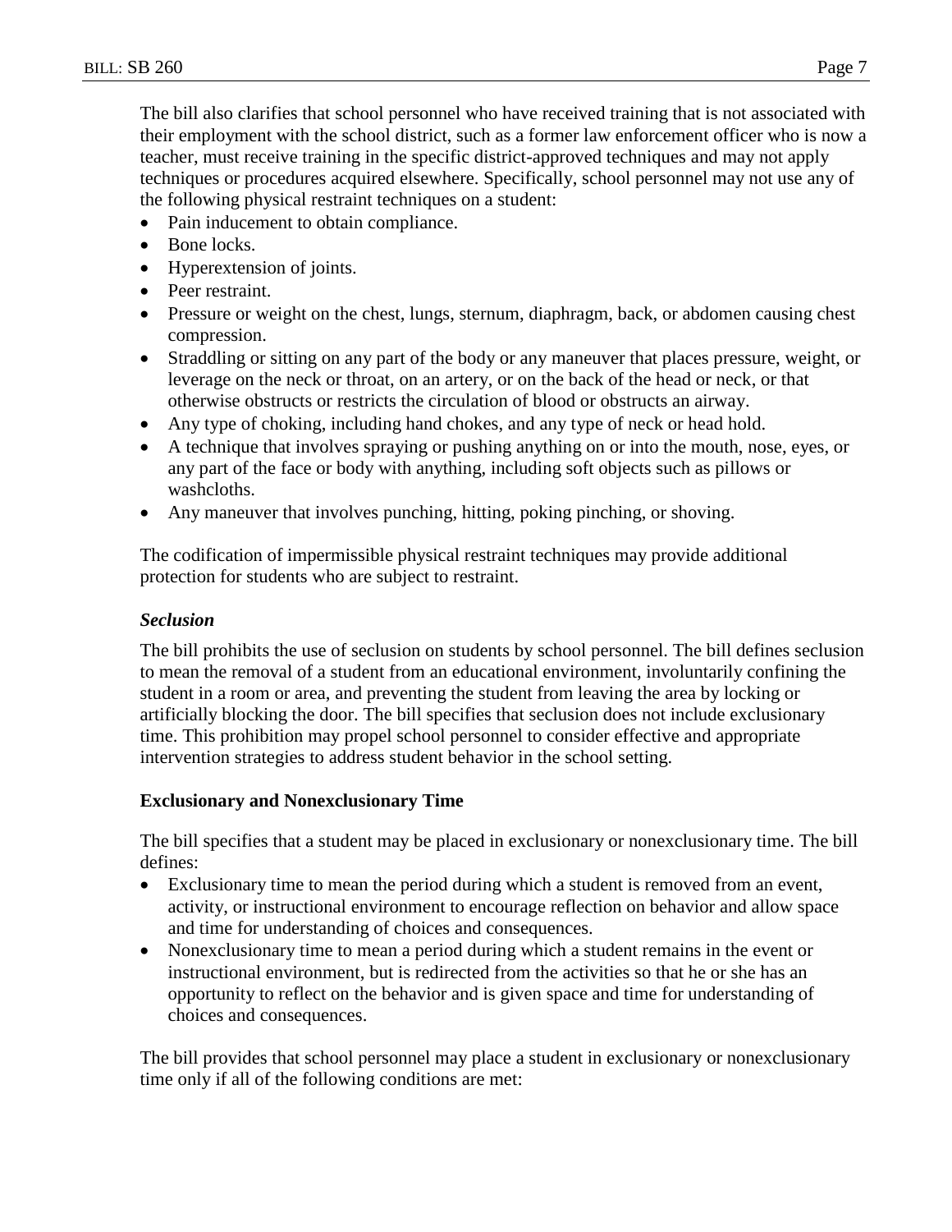The bill also clarifies that school personnel who have received training that is not associated with their employment with the school district, such as a former law enforcement officer who is now a teacher, must receive training in the specific district-approved techniques and may not apply techniques or procedures acquired elsewhere. Specifically, school personnel may not use any of the following physical restraint techniques on a student:

- Pain inducement to obtain compliance.
- Bone locks.
- Hyperextension of joints.
- Peer restraint.
- Pressure or weight on the chest, lungs, sternum, diaphragm, back, or abdomen causing chest compression.
- Straddling or sitting on any part of the body or any maneuver that places pressure, weight, or leverage on the neck or throat, on an artery, or on the back of the head or neck, or that otherwise obstructs or restricts the circulation of blood or obstructs an airway.
- Any type of choking, including hand chokes, and any type of neck or head hold.
- A technique that involves spraying or pushing anything on or into the mouth, nose, eyes, or any part of the face or body with anything, including soft objects such as pillows or washcloths.
- Any maneuver that involves punching, hitting, poking pinching, or shoving.

The codification of impermissible physical restraint techniques may provide additional protection for students who are subject to restraint.

#### *Seclusion*

The bill prohibits the use of seclusion on students by school personnel. The bill defines seclusion to mean the removal of a student from an educational environment, involuntarily confining the student in a room or area, and preventing the student from leaving the area by locking or artificially blocking the door. The bill specifies that seclusion does not include exclusionary time. This prohibition may propel school personnel to consider effective and appropriate intervention strategies to address student behavior in the school setting.

### Exclusionary and Nonexclusionary Time

The bill specifies that a student may be placed in exclusionary or nonexclusionary time. The bill defines:

- Exclusionary time to mean the period during which a student is removed from an event, activity, or instructional environment to encourage reflection on behavior and allow space and time for understanding of choices and consequences.
- Nonexclusionary time to mean a period during which a student remains in the event or instructional environment, but is redirected from the activities so that he or she has an opportunity to reflect on the behavior and is given space and time for understanding of choices and consequences.

The bill provides that school personnel may place a student in exclusionary or nonexclusionary time only if all of the following conditions are met: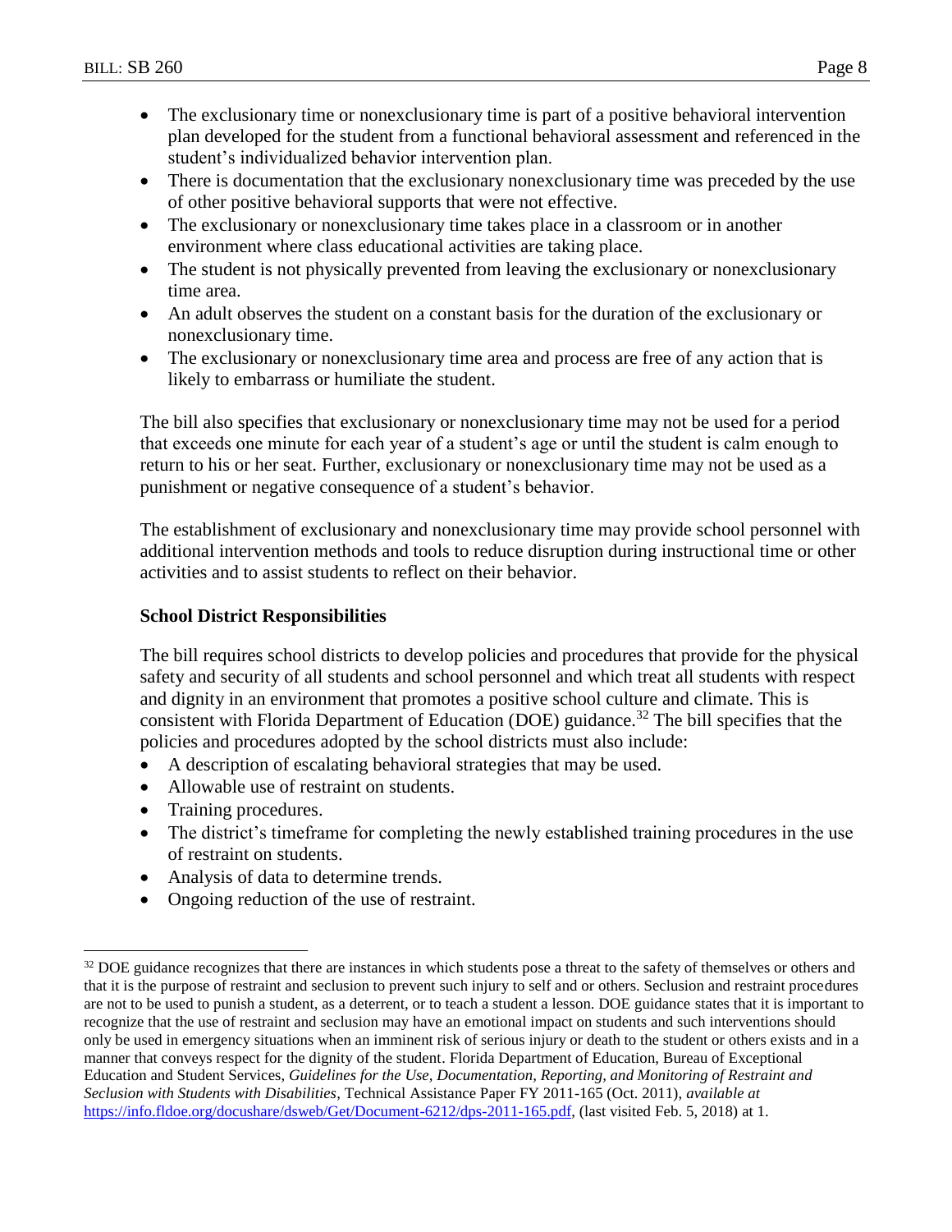- The exclusionary time or nonexclusionary time is part of a positive behavioral intervention plan developed for the student from a functional behavioral assessment and referenced in the student's individualized behavior intervention plan.
- There is documentation that the exclusionary nonexclusionary time was preceded by the use of other positive behavioral supports that were not effective.
- The exclusionary or nonexclusionary time takes place in a classroom or in another environment where class educational activities are taking place.
- The student is not physically prevented from leaving the exclusionary or nonexclusionary time area.
- An adult observes the student on a constant basis for the duration of the exclusionary or nonexclusionary time.
- The exclusionary or nonexclusionary time area and process are free of any action that is likely to embarrass or humiliate the student.

The bill also specifies that exclusionary or nonexclusionary time may not be used for a period that exceeds one minute for each year of a student's age or until the student is calm enough to return to his or her seat. Further, exclusionary or nonexclusionary time may not be used as a punishment or negative consequence of a student's behavior.

The establishment of exclusionary and nonexclusionary time may provide school personnel with additional intervention methods and tools to reduce disruption during instructional time or other activities and to assist students to reflect on their behavior.

**School District Responsibilities**

The bill requires school districts to develop policies and procedures that provide for the physical safety and security of all students and school personnel and which treat all students with respect and dignity in an environment that promotes a positive school culture and climate. This is consistent with Florida Department of Education (DOE) guidance.[32] The bill specifies that the policies and procedures adopted by the school districts must also include:

- A description of escalating behavioral strategies that may be used.
- Allowable use of restraint on students.
- Training procedures.
- The district's timeframe for completing the newly established training procedures in the use of restraint on students.
- Analysis of data to determine trends.
- Ongoing reduction of the use of restraint.

---

[32] DOE guidance recognizes that there are instances in which students pose a threat to the safety of themselves or others and that it is the purpose of restraint and seclusion to prevent such injury to self and or others. Seclusion and restraint procedures are not to be used to punish a student, as a deterrent, or to teach a student a lesson. DOE guidance states that it is important to recognize that the use of restraint and seclusion may have an emotional impact on students and such interventions should only be used in emergency situations when an imminent risk of serious injury or death to the student or others exists and in a manner that conveys respect for the dignity of the student. Florida Department of Education, Bureau of Exceptional Education and Student Services, *Guidelines for the Use, Documentation, Reporting, and Monitoring of Restraint and Seclusion with Students with Disabilities*, Technical Assistance Paper FY 2011-165 (Oct. 2011), *available at* https://info.fldoe.org/docushare/dsweb/Get/Document-6212/dps-2011-165.pdf, (last visited Feb. 5, 2018) at 1.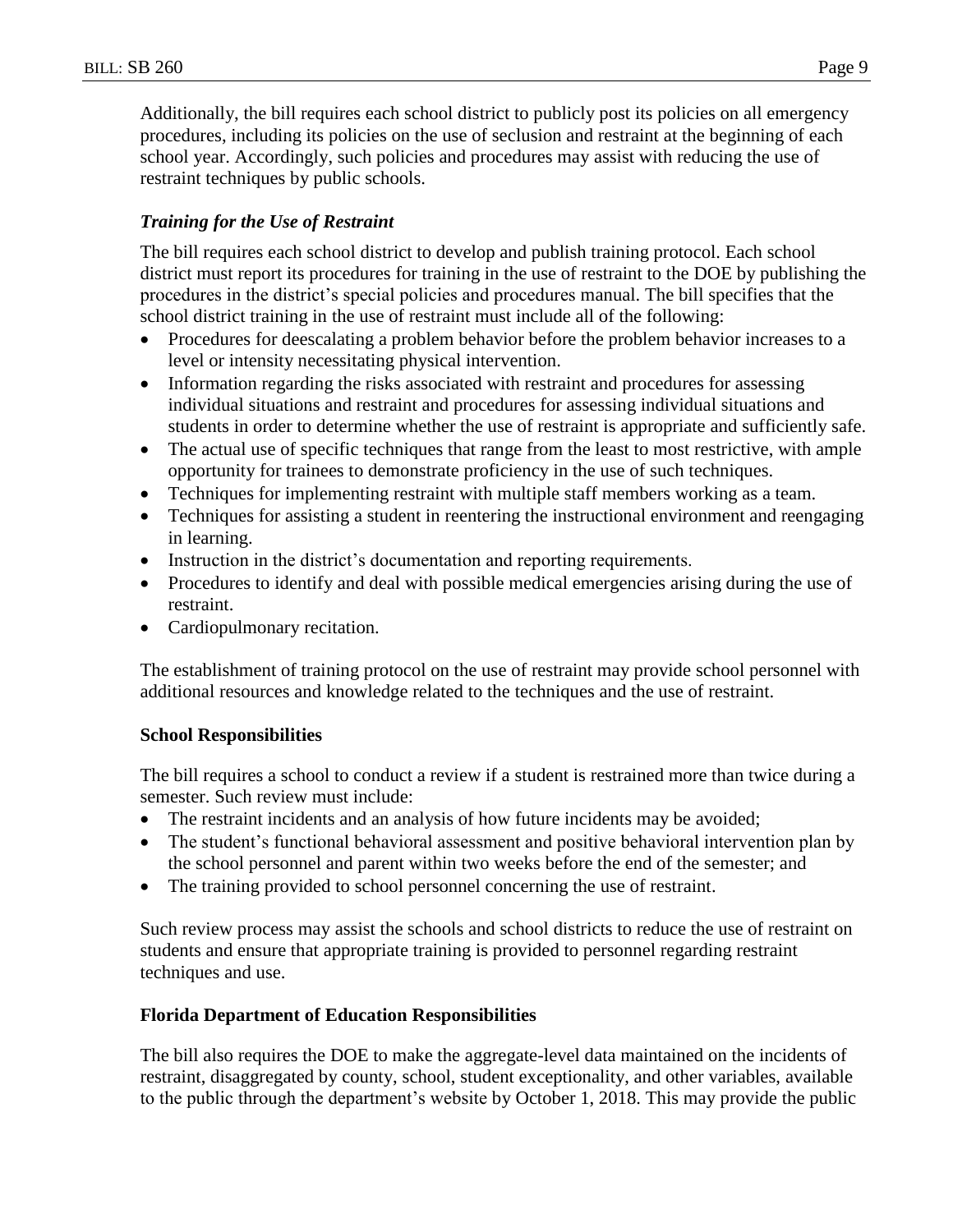Additionally, the bill requires each school district to publicly post its policies on all emergency procedures, including its policies on the use of seclusion and restraint at the beginning of each school year. Accordingly, such policies and procedures may assist with reducing the use of restraint techniques by public schools.

### *Training for the Use of Restraint*

The bill requires each school district to develop and publish training protocol. Each school district must report its procedures for training in the use of restraint to the DOE by publishing the procedures in the district's special policies and procedures manual. The bill specifies that the school district training in the use of restraint must include all of the following:

- Procedures for deescalating a problem behavior before the problem behavior increases to a level or intensity necessitating physical intervention.
- Information regarding the risks associated with restraint and procedures for assessing individual situations and restraint and procedures for assessing individual situations and students in order to determine whether the use of restraint is appropriate and sufficiently safe.
- The actual use of specific techniques that range from the least to most restrictive, with ample opportunity for trainees to demonstrate proficiency in the use of such techniques.
- Techniques for implementing restraint with multiple staff members working as a team.
- Techniques for assisting a student in reentering the instructional environment and reengaging in learning.
- Instruction in the district's documentation and reporting requirements.
- Procedures to identify and deal with possible medical emergencies arising during the use of restraint.
- Cardiopulmonary recitation.

The establishment of training protocol on the use of restraint may provide school personnel with additional resources and knowledge related to the techniques and the use of restraint.

### School Responsibilities

The bill requires a school to conduct a review if a student is restrained more than twice during a semester. Such review must include:

- The restraint incidents and an analysis of how future incidents may be avoided;
- The student's functional behavioral assessment and positive behavioral intervention plan by the school personnel and parent within two weeks before the end of the semester; and
- The training provided to school personnel concerning the use of restraint.

Such review process may assist the schools and school districts to reduce the use of restraint on students and ensure that appropriate training is provided to personnel regarding restraint techniques and use.

### Florida Department of Education Responsibilities

The bill also requires the DOE to make the aggregate-level data maintained on the incidents of restraint, disaggregated by county, school, student exceptionality, and other variables, available to the public through the department's website by October 1, 2018. This may provide the public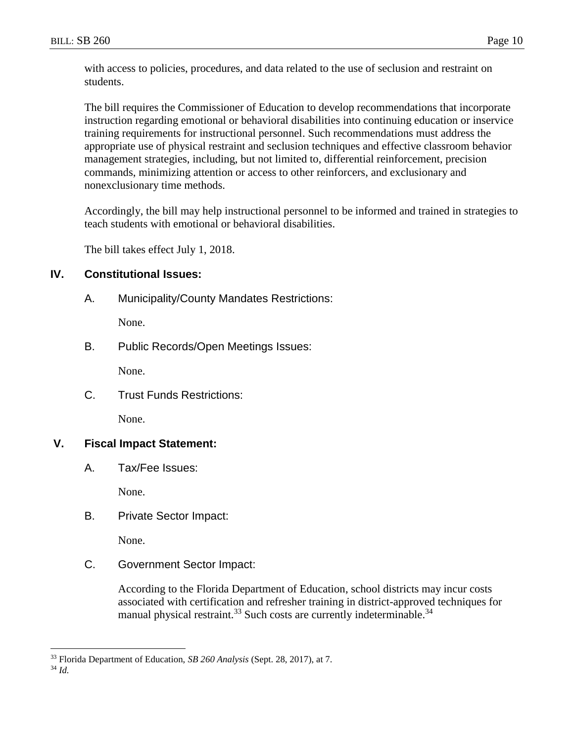with access to policies, procedures, and data related to the use of seclusion and restraint on students.

The bill requires the Commissioner of Education to develop recommendations that incorporate instruction regarding emotional or behavioral disabilities into continuing education or inservice training requirements for instructional personnel. Such recommendations must address the appropriate use of physical restraint and seclusion techniques and effective classroom behavior management strategies, including, but not limited to, differential reinforcement, precision commands, minimizing attention or access to other reinforcers, and exclusionary and nonexclusionary time methods.

Accordingly, the bill may help instructional personnel to be informed and trained in strategies to teach students with emotional or behavioral disabilities.

The bill takes effect July 1, 2018.

## IV. Constitutional Issues:

### A. Municipality/County Mandates Restrictions:

None.

### B. Public Records/Open Meetings Issues:

None.

### C. Trust Funds Restrictions:

None.

## V. Fiscal Impact Statement:

### A. Tax/Fee Issues:

None.

### B. Private Sector Impact:

None.

### C. Government Sector Impact:

According to the Florida Department of Education, school districts may incur costs associated with certification and refresher training in district-approved techniques for manual physical restraint.[33] Such costs are currently indeterminable.[34]

---

[33] Florida Department of Education, *SB 260 Analysis* (Sept. 28, 2017), at 7.

[34] *Id.*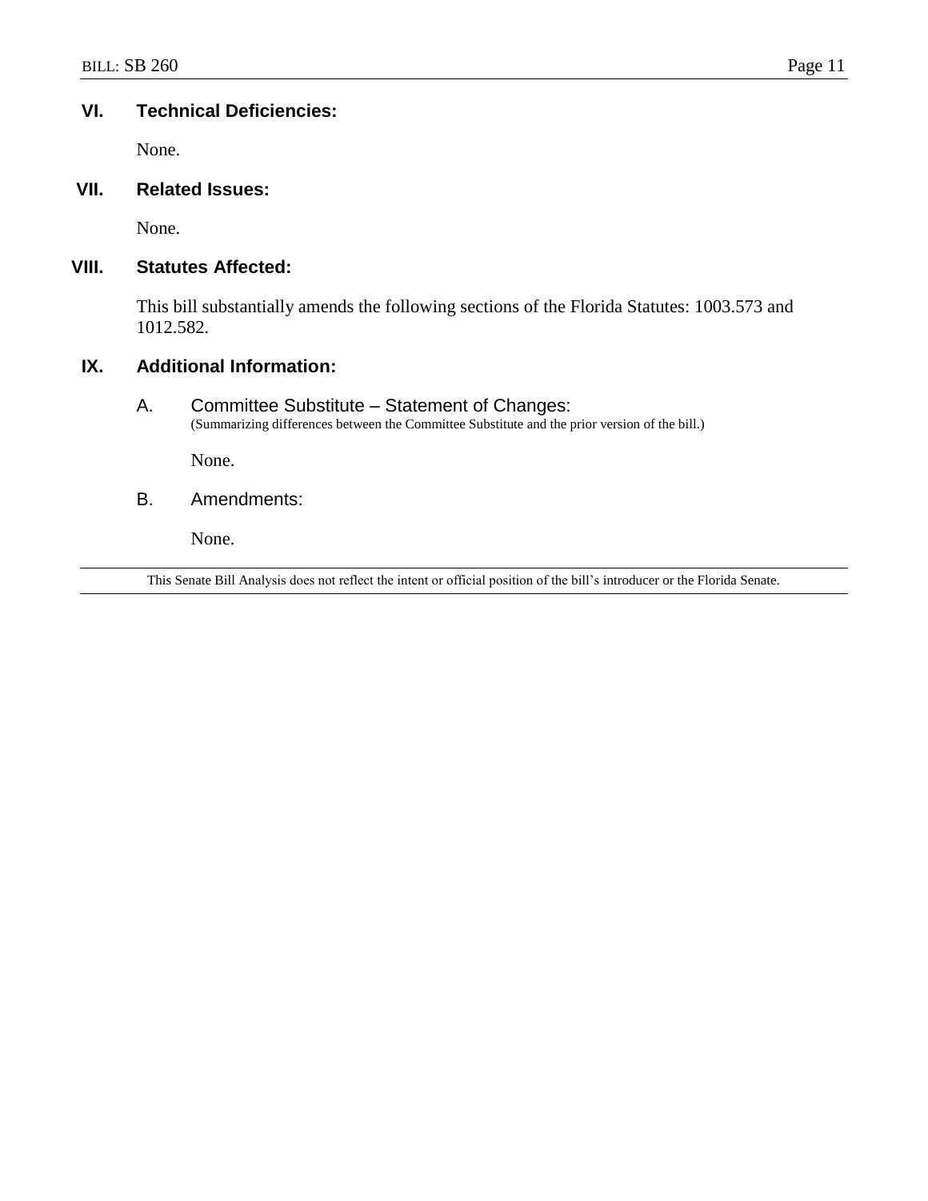## VI. Technical Deficiencies:

None.

## VII. Related Issues:

None.

## VIII. Statutes Affected:

This bill substantially amends the following sections of the Florida Statutes: 1003.573 and 1012.582.

## IX. Additional Information:

### A. Committee Substitute – Statement of Changes:

(Summarizing differences between the Committee Substitute and the prior version of the bill.)

None.

### B. Amendments:

None.

This Senate Bill Analysis does not reflect the intent or official position of the bill's introducer or the Florida Senate.